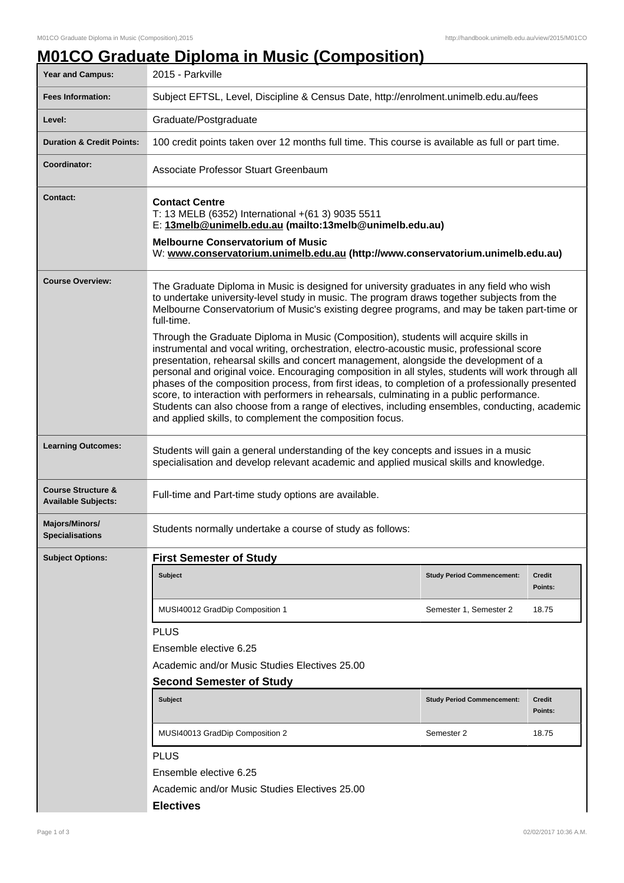# M01CO Graduate Diploma in Music (Composition)

| | |
|---|---|
| **Year and Campus:** | 2015 - Parkville |
| **Fees Information:** | Subject EFTSL, Level, Discipline & Census Date, http://enrolment.unimelb.edu.au/fees |
| **Level:** | Graduate/Postgraduate |
| **Duration & Credit Points:** | 100 credit points taken over 12 months full time. This course is available as full or part time. |
| **Coordinator:** | Associate Professor Stuart Greenbaum |
| **Contact:** | **Contact Centre**<br>T: 13 MELB (6352) International +(61 3) 9035 5511<br>E: **13melb@unimelb.edu.au (mailto:13melb@unimelb.edu.au)**<br>**Melbourne Conservatorium of Music**<br>W: **www.conservatorium.unimelb.edu.au (http://www.conservatorium.unimelb.edu.au)** |
| **Course Overview:** | The Graduate Diploma in Music is designed for university graduates in any field who wish to undertake university-level study in music. The program draws together subjects from the Melbourne Conservatorium of Music's existing degree programs, and may be taken part-time or full-time.<br>Through the Graduate Diploma in Music (Composition), students will acquire skills in instrumental and vocal writing, orchestration, electro-acoustic music, professional score presentation, rehearsal skills and concert management, alongside the development of a personal and original voice. Encouraging composition in all styles, students will work through all phases of the composition process, from first ideas, to completion of a professionally presented score, to interaction with performers in rehearsals, culminating in a public performance. Students can also choose from a range of electives, including ensembles, conducting, academic and applied skills, to complement the composition focus. |
| **Learning Outcomes:** | Students will gain a general understanding of the key concepts and issues in a music specialisation and develop relevant academic and applied musical skills and knowledge. |
| **Course Structure & Available Subjects:** | Full-time and Part-time study options are available. |
| **Majors/Minors/ Specialisations** | Students normally undertake a course of study as follows: |

**Subject Options:**

### First Semester of Study

| Subject | Study Period Commencement: | Credit Points: |
|---|---|---|
| MUSI40012 GradDip Composition 1 | Semester 1, Semester 2 | 18.75 |

PLUS

Ensemble elective 6.25

Academic and/or Music Studies Electives 25.00

### Second Semester of Study

| Subject | Study Period Commencement: | Credit Points: |
|---|---|---|
| MUSI40013 GradDip Composition 2 | Semester 2 | 18.75 |

PLUS

Ensemble elective 6.25

Academic and/or Music Studies Electives 25.00

### Electives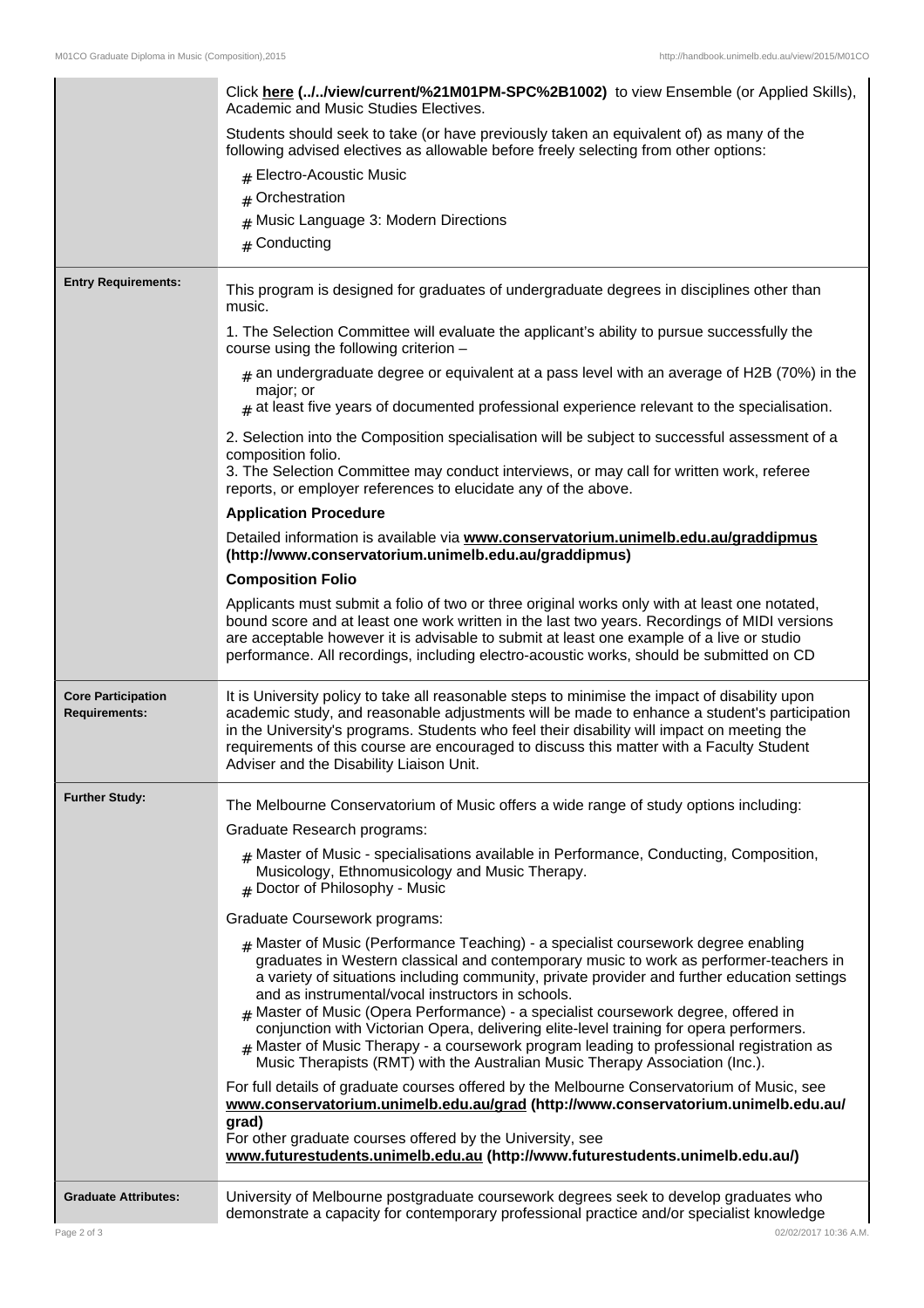Click **here (../../view/current/%21M01PM-SPC%2B1002)** to view Ensemble (or Applied Skills), Academic and Music Studies Electives.

Students should seek to take (or have previously taken an equivalent of) as many of the following advised electives as allowable before freely selecting from other options:

- Electro-Acoustic Music
- Orchestration
- Music Language 3: Modern Directions
- Conducting

**Entry Requirements:**

This program is designed for graduates of undergraduate degrees in disciplines other than music.

1. The Selection Committee will evaluate the applicant's ability to pursue successfully the course using the following criterion –

- an undergraduate degree or equivalent at a pass level with an average of H2B (70%) in the major; or
- at least five years of documented professional experience relevant to the specialisation.

2. Selection into the Composition specialisation will be subject to successful assessment of a composition folio.
3. The Selection Committee may conduct interviews, or may call for written work, referee reports, or employer references to elucidate any of the above.

**Application Procedure**

Detailed information is available via **www.conservatorium.unimelb.edu.au/graddipmus (http://www.conservatorium.unimelb.edu.au/graddipmus)**

**Composition Folio**

Applicants must submit a folio of two or three original works only with at least one notated, bound score and at least one work written in the last two years. Recordings of MIDI versions are acceptable however it is advisable to submit at least one example of a live or studio performance. All recordings, including electro-acoustic works, should be submitted on CD

**Core Participation Requirements:**

It is University policy to take all reasonable steps to minimise the impact of disability upon academic study, and reasonable adjustments will be made to enhance a student's participation in the University's programs. Students who feel their disability will impact on meeting the requirements of this course are encouraged to discuss this matter with a Faculty Student Adviser and the Disability Liaison Unit.

**Further Study:**

The Melbourne Conservatorium of Music offers a wide range of study options including:

Graduate Research programs:

- Master of Music - specialisations available in Performance, Conducting, Composition, Musicology, Ethnomusicology and Music Therapy.
- Doctor of Philosophy - Music

Graduate Coursework programs:

- Master of Music (Performance Teaching) - a specialist coursework degree enabling graduates in Western classical and contemporary music to work as performer-teachers in a variety of situations including community, private provider and further education settings and as instrumental/vocal instructors in schools.
- Master of Music (Opera Performance) - a specialist coursework degree, offered in conjunction with Victorian Opera, delivering elite-level training for opera performers.
- Master of Music Therapy - a coursework program leading to professional registration as Music Therapists (RMT) with the Australian Music Therapy Association (Inc.).

For full details of graduate courses offered by the Melbourne Conservatorium of Music, see **www.conservatorium.unimelb.edu.au/grad (http://www.conservatorium.unimelb.edu.au/grad)**
For other graduate courses offered by the University, see **www.futurestudents.unimelb.edu.au (http://www.futurestudents.unimelb.edu.au/)**

**Graduate Attributes:**

University of Melbourne postgraduate coursework degrees seek to develop graduates who demonstrate a capacity for contemporary professional practice and/or specialist knowledge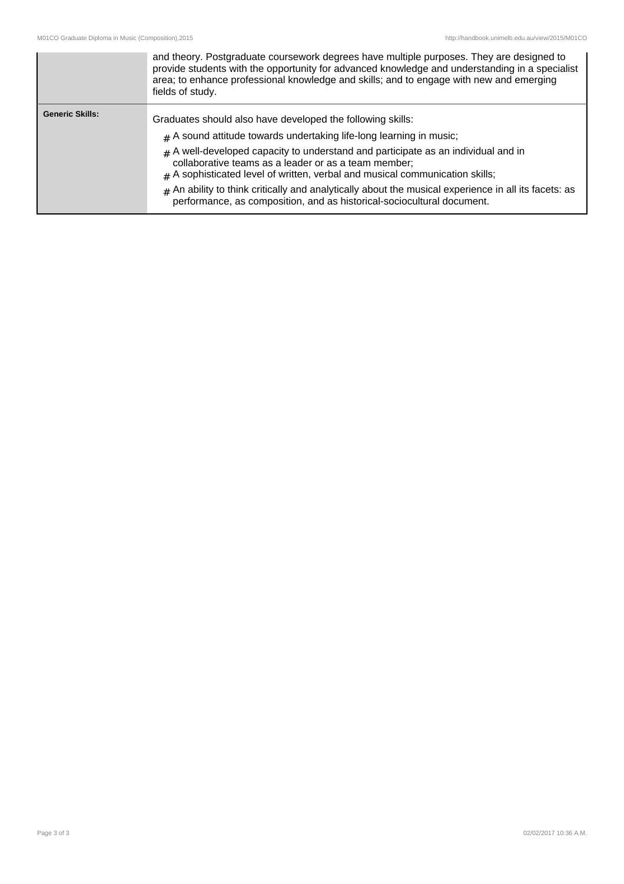| | |
|---|---|
| | and theory. Postgraduate coursework degrees have multiple purposes. They are designed to provide students with the opportunity for advanced knowledge and understanding in a specialist area; to enhance professional knowledge and skills; and to engage with new and emerging fields of study. |
| **Generic Skills:** | Graduates should also have developed the following skills:<br># A sound attitude towards undertaking life-long learning in music;<br># A well-developed capacity to understand and participate as an individual and in collaborative teams as a leader or as a team member;<br># A sophisticated level of written, verbal and musical communication skills;<br># An ability to think critically and analytically about the musical experience in all its facets: as performance, as composition, and as historical-sociocultural document. |